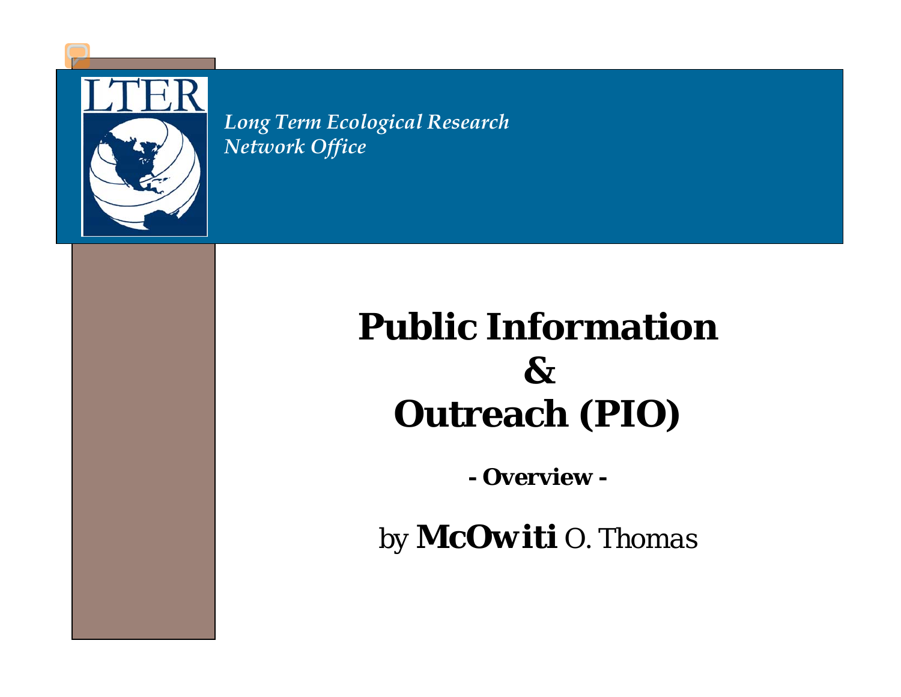LTER

*Long Term Ecological Research Network Office*

# Public Information & Outreach (PIO)

**- Overview -**

by **McOwiti** O. Thomas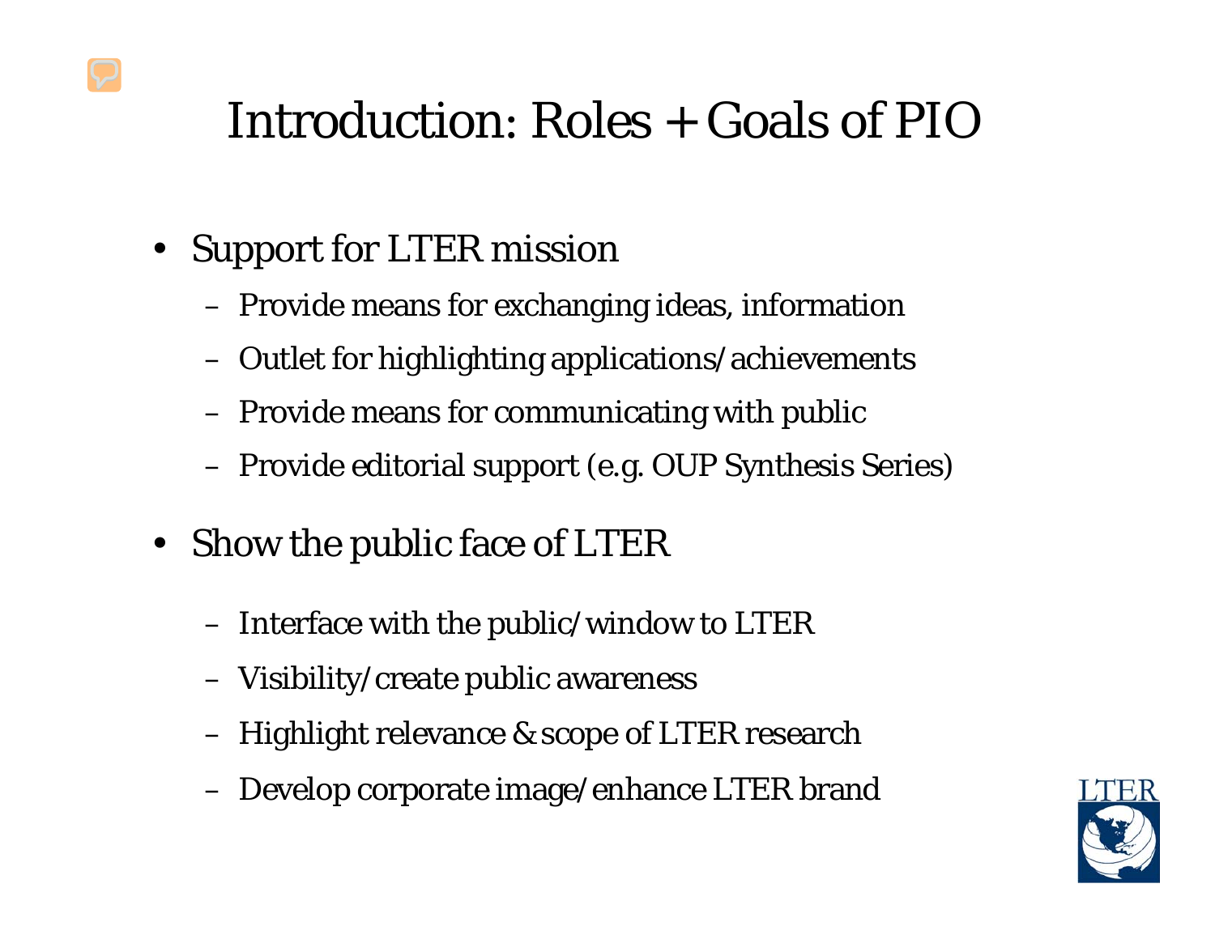# Introduction: Roles + Goals of PIO

- Support for LTER mission
  - Provide means for exchanging ideas, information
  - Outlet for highlighting applications/achievements
  - Provide means for communicating with public
  - Provide editorial support (e.g. OUP Synthesis Series)
- Show the public face of LTER
  - Interface with the public/window to LTER
  - Visibility/create public awareness
  - Highlight relevance & scope of LTER research
  - Develop corporate image/enhance LTER brand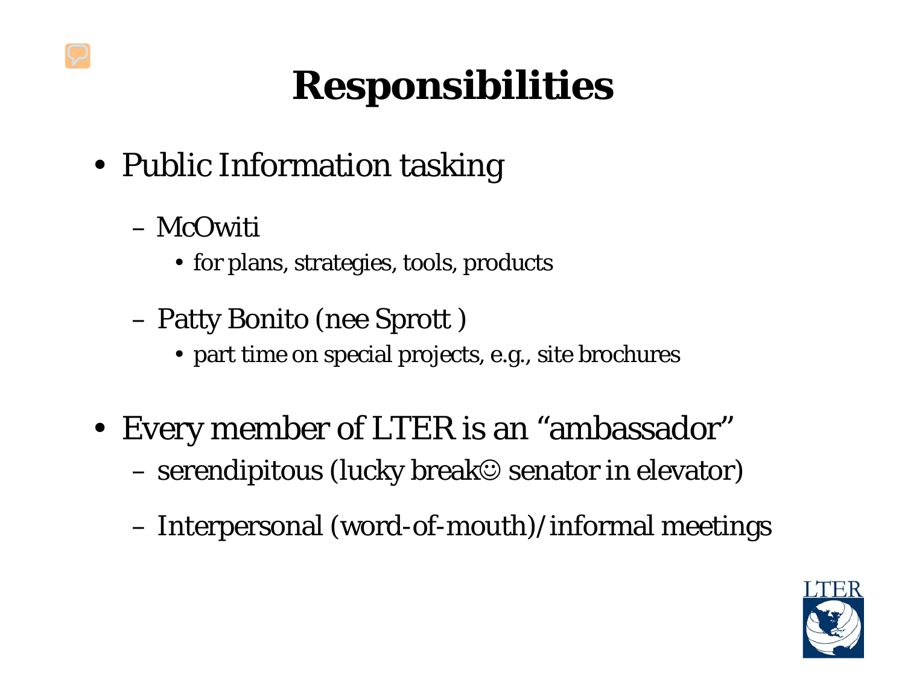# Responsibilities

- Public Information tasking
  - McOwiti
    - for plans, strategies, tools, products
  - Patty Bonito (nee Sprott )
    - part time on special projects, e.g., site brochures
- Every member of LTER is an “ambassador”
  - serendipitous (lucky break☺ senator in elevator)
  - Interpersonal (word-of-mouth)/informal meetings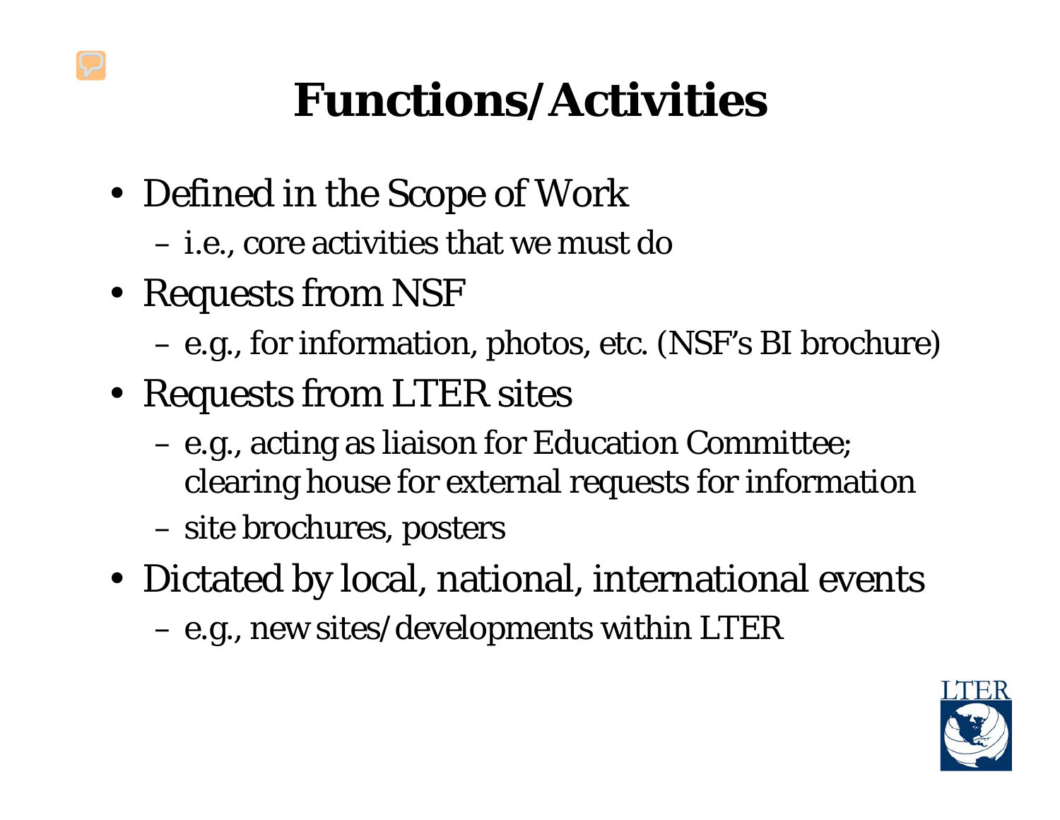# Functions/Activities

- Defined in the Scope of Work
  - i.e., core activities that we must do
- Requests from NSF
  - e.g., for information, photos, etc. (NSF's BI brochure)
- Requests from LTER sites
  - e.g., acting as liaison for Education Committee; clearing house for external requests for information
  - site brochures, posters
- Dictated by local, national, international events
  - e.g., new sites/developments within LTER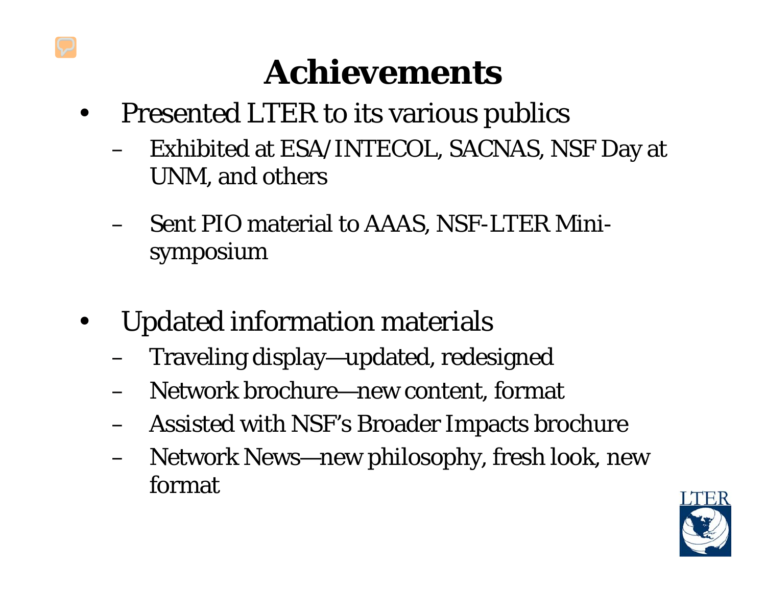# Achievements

- Presented LTER to its various publics
  - Exhibited at ESA/INTECOL, SACNAS, NSF Day at UNM, and others
  - Sent PIO material to AAAS, NSF-LTER Mini-symposium
- Updated information materials
  - Traveling display—updated, redesigned
  - Network brochure—new content, format
  - Assisted with NSF's Broader Impacts brochure
  - Network News—new philosophy, fresh look, new format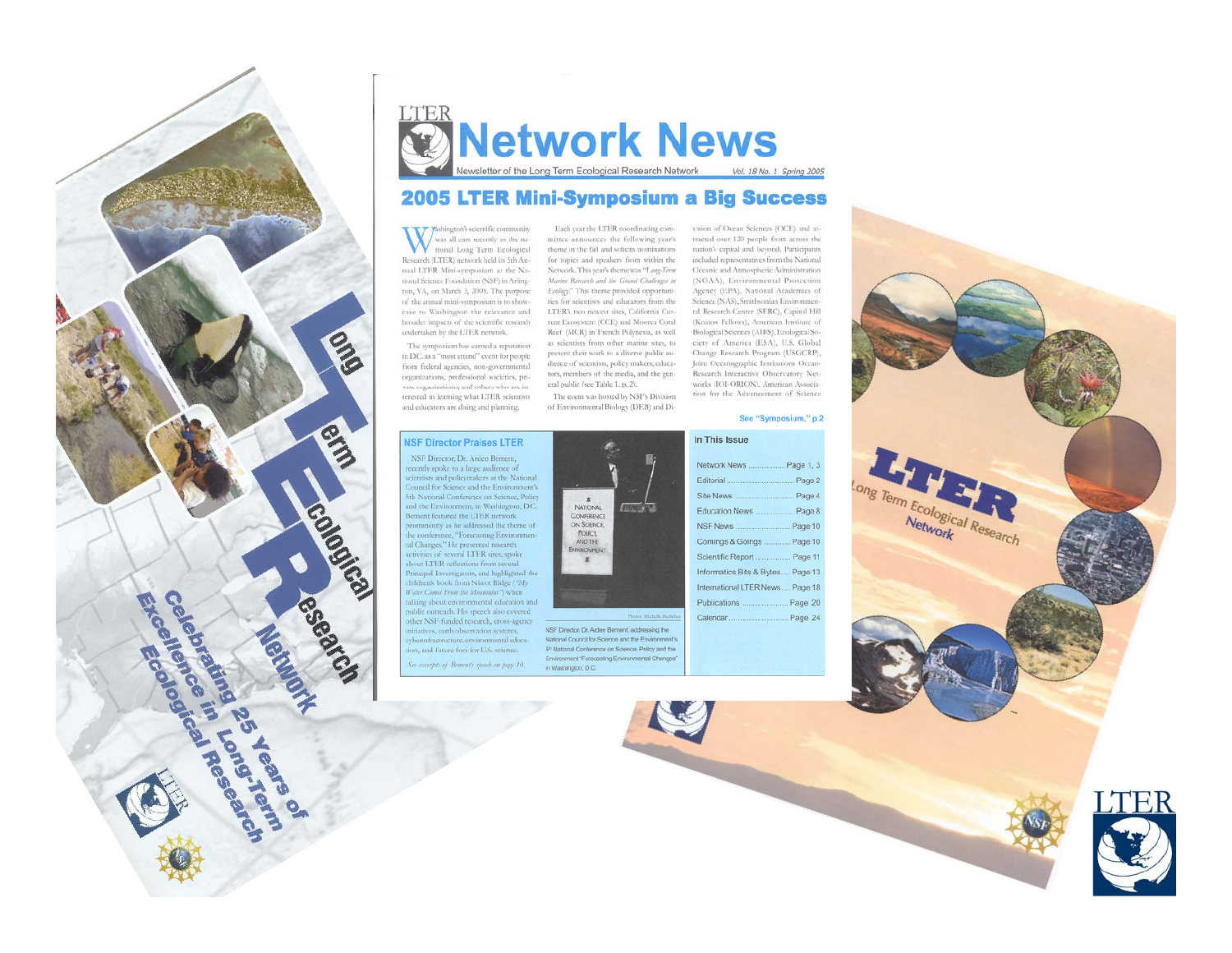Long Term Ecological Research Network

Celebrating 25 Years of Excellence in Long-Term Ecological Research

LTER

# Network News

Newsletter of the Long Term Ecological Research Network    Vol. 18 No. 1  Spring 2005

## 2005 LTER Mini-Symposium a Big Success

Washington's scientific community was all ears recently as the national Long Term Ecological Research (LTER) network held its 5th Annual LTER Mini-symposium at the National Science Foundation (NSF) in Arlington, VA, on March 3, 2005. The purpose of the annual mini-symposium is to showcase to Washington the relevance and broader impacts of the scientific research undertaken by the LTER network.

The symposium has earned a reputation in DC as a "must attend" event for people from federal agencies, non-governmental organizations, professional societies, private organizations, and others who are interested in learning what LTER scientists and educators are doing and planning.

Each year the LTER coordinating committee announces the following year's theme in the fall and solicits nominations for topics and speakers from within the Network. This year's theme was "*Long-Term Marine Research and the Grand Challenges in Ecology*." This theme provided opportunities for scientists and educators from the LTER's two newest sites, California Current Ecosystem (CCE) and Moorea Coral Reef (MCR) in French Polynesia, as well as scientists from other marine sites, to present their work to a diverse public audience of scientists, policy makers, educators, members of the media, and the general public (see Table 1, p. 2).

The event was hosted by NSF's Division of Environmental Biology (DEB) and Division of Ocean Sciences (OCE) and attracted over 120 people from across the nation's capital and beyond. Participants included representatives from the National Oceanic and Atmospheric Administration (NOAA), Environmental Protection Agency (EPA), National Academies of Science (NAS), Smithsonian Environmental Research Center (SERC), Capitol Hill (Knauss Fellows), American Institute of Biological Sciences (AIBS), Ecological Society of America (ESA), U.S. Global Change Research Program (USGCRP), Joint Oceanographic Institutions Ocean-Research Interactive Observatory Networks (IOI-ORION), American Association for the Advancement of Science

See "Symposium," p.2

### NSF Director Praises LTER

NSF Director, Dr. Arden Bement, recently spoke to a large audience of scientists and policymakers at the National Council for Science and the Environment's 5th National Conference on Science, Policy and the Environment in Washington, D.C. Bement featured the LTER network prominently as he addressed the theme of the conference, "Forecasting Environmental Changes." He presented research activities of several LTER sites, spoke about LTER reflections from several Principal Investigators, and highlighted the children's book from Niwot Ridge ("*My Water Comes From the Mountains*") when talking about environmental education and public outreach. His speech also covered other NSF-funded research, cross-agency initiatives, earth observation systems, cyberinfrastructure, environmental education, and future foci for U.S. science.

*See excerpts of Bement's speech on page 10.*

Photo: Michelle Kelleher

NSF Director Dr. Arden Bement, addressing the National Council for Science and the Environment's 5th National Conference on Science, Policy and the Environment "Forecasting Environmental Changes" in Washington, D.C.

### In This Issue

| | |
|---|---|
| Network News | Page 1, 3 |
| Editorial | Page 2 |
| Site News | Page 4 |
| Education News | Page 8 |
| NSF News | Page 10 |
| Comings & Goings | Page 10 |
| Scientific Report | Page 11 |
| Informatics Bits & Bytes | Page 13 |
| International LTER News | Page 18 |
| Publications | Page 20 |
| Calendar | Page 24 |

LTER

Long Term Ecological Research Network

NSF

LTER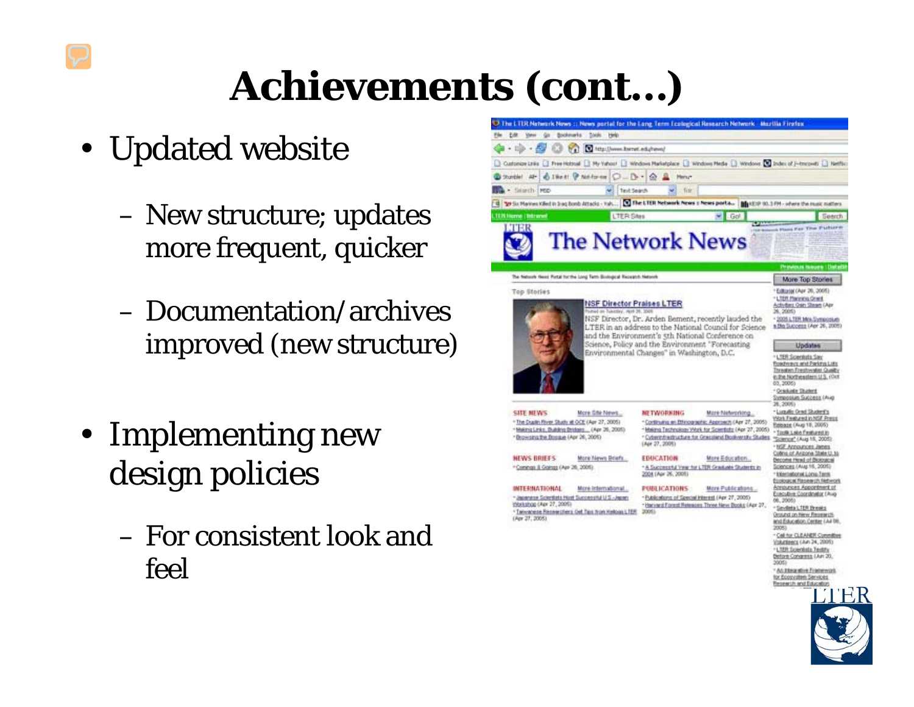# Achievements (cont…)

- Updated website
  - New structure; updates more frequent, quicker
  - Documentation/archives improved (new structure)
- Implementing new design policies
  - For consistent look and feel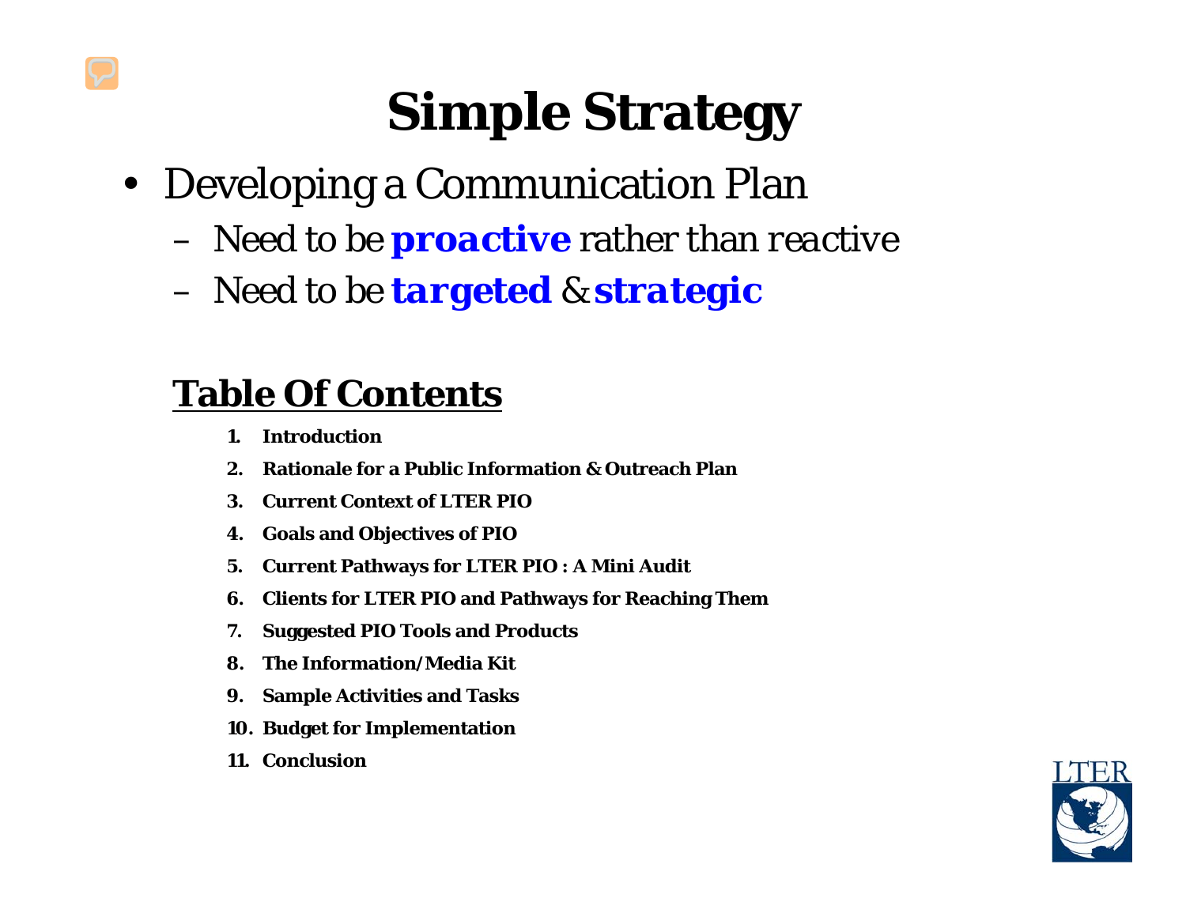# Simple Strategy

- Developing a Communication Plan
  - Need to be ***proactive*** rather than *reactive*
  - Need to be ***targeted*** & ***strategic***

## Table Of Contents

1. **Introduction**
2. **Rationale for a Public Information & Outreach Plan**
3. **Current Context of LTER PIO**
4. **Goals and Objectives of PIO**
5. **Current Pathways for LTER PIO : A Mini Audit**
6. **Clients for LTER PIO and Pathways for Reaching Them**
7. **Suggested PIO Tools and Products**
8. **The Information/Media Kit**
9. **Sample Activities and Tasks**
10. **Budget for Implementation**
11. **Conclusion**

LTER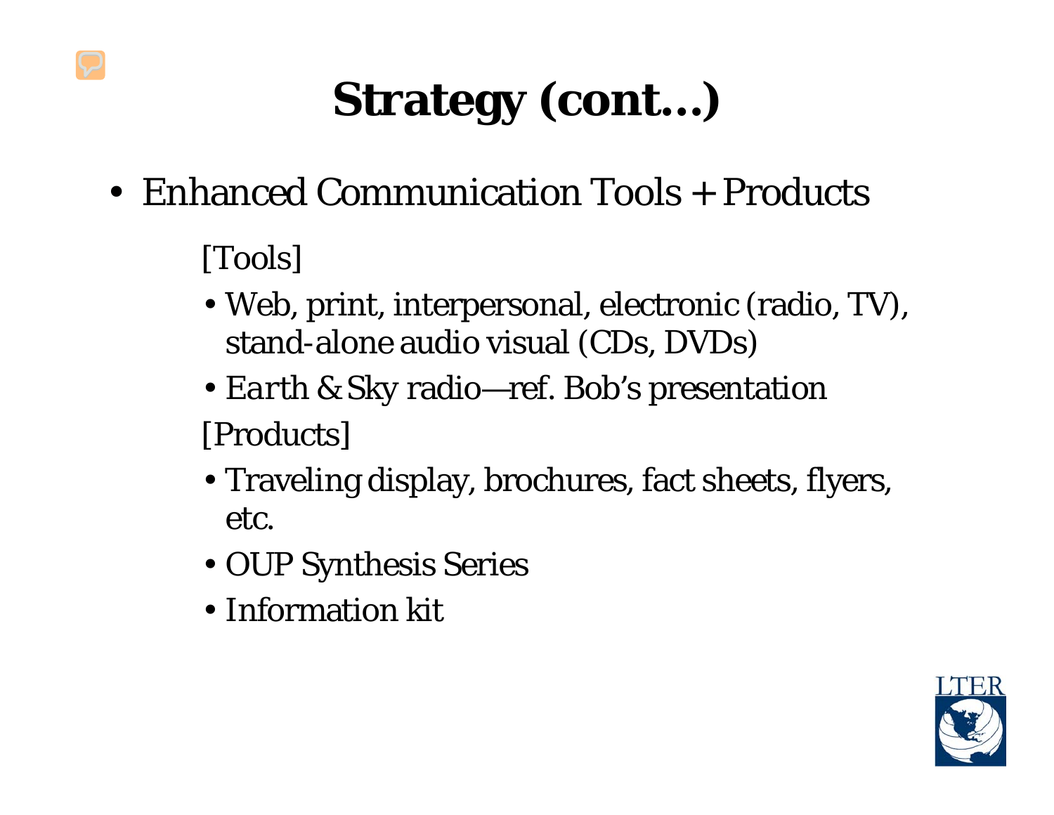# Strategy (cont…)

- Enhanced Communication Tools + Products

  [Tools]

  - Web, print, interpersonal, electronic (radio, TV), stand-alone audio visual (CDs, DVDs)
  - *Earth & Sky* radio—ref. Bob's presentation

  [Products]

  - Traveling display, brochures, fact sheets, flyers, etc.
  - OUP Synthesis Series
  - Information kit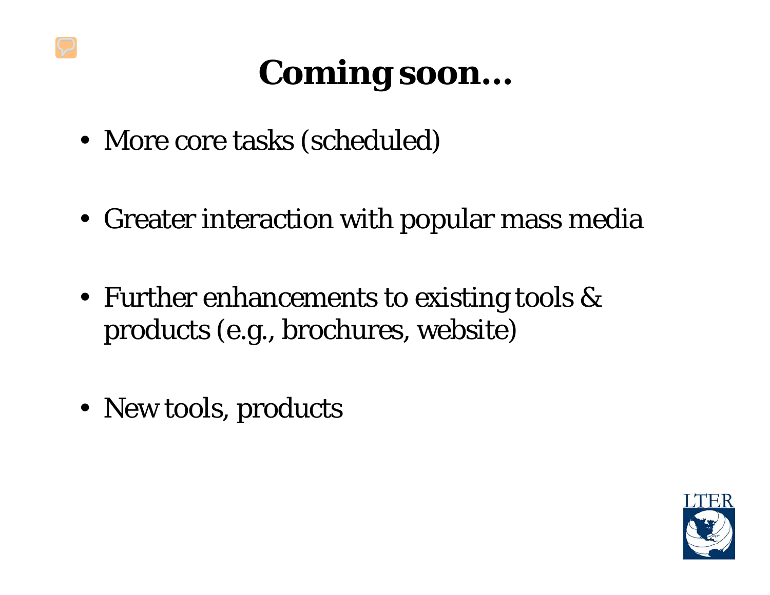# Coming soon…

- More core tasks (scheduled)
- Greater interaction with popular mass media
- Further enhancements to existing tools & products (e.g., brochures, website)
- New tools, products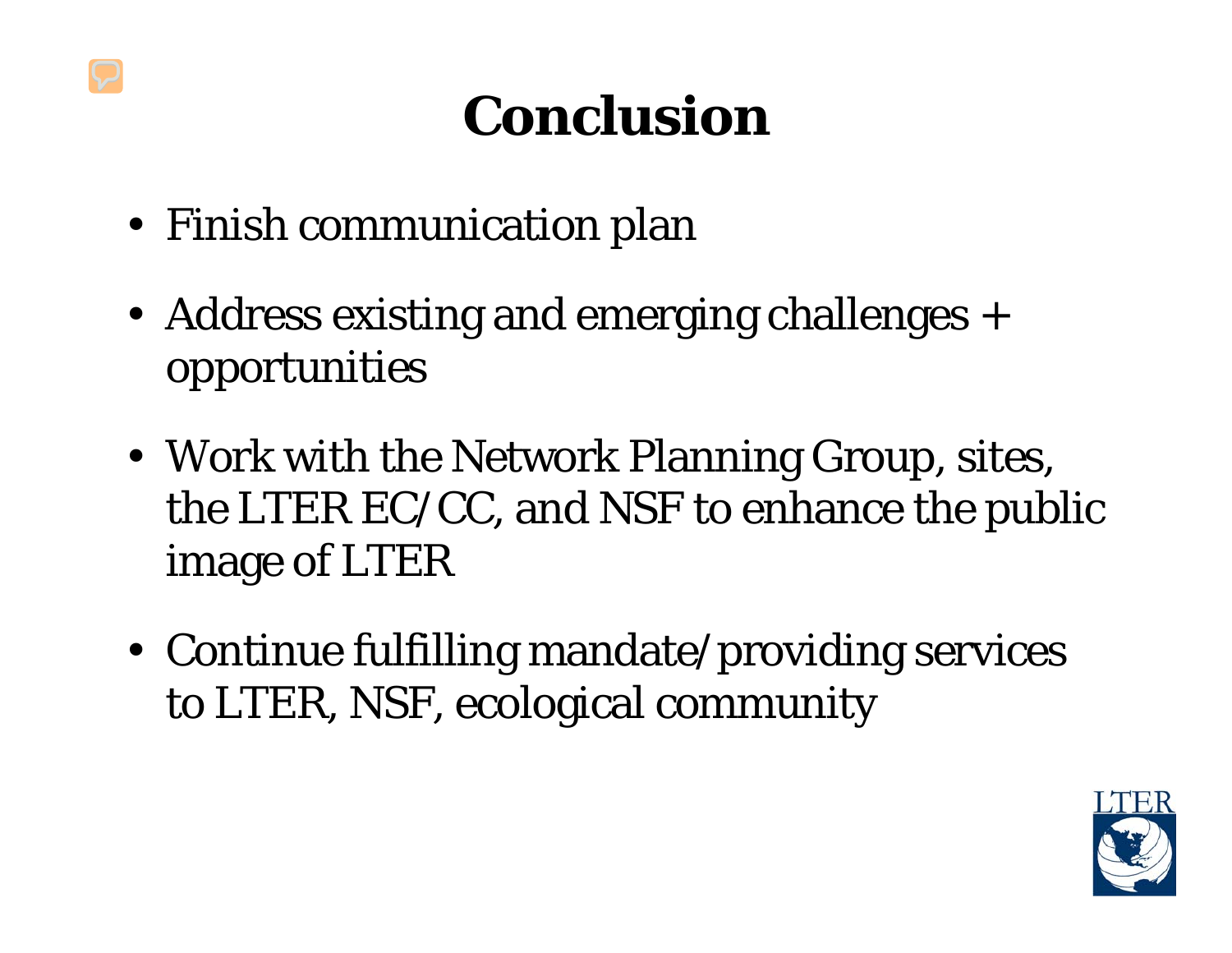# Conclusion

- Finish communication plan
- Address existing and emerging challenges + opportunities
- Work with the Network Planning Group, sites, the LTER EC/CC, and NSF to enhance the public image of LTER
- Continue fulfilling mandate/providing services to LTER, NSF, ecological community